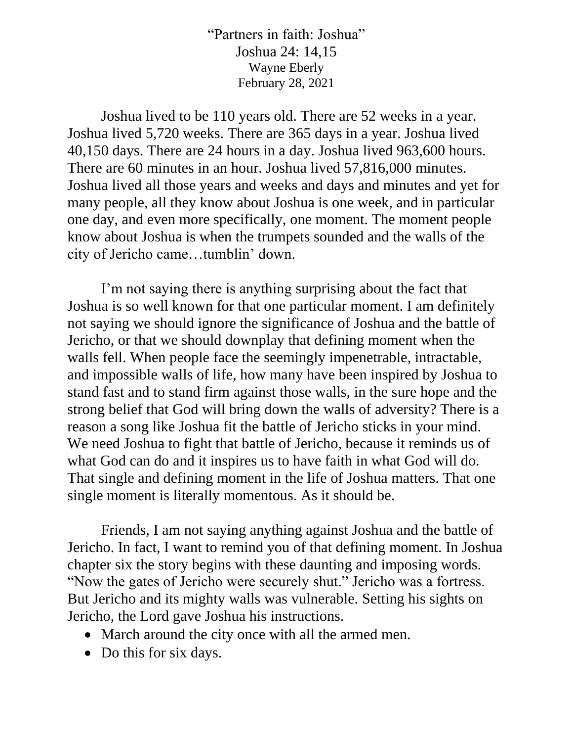“Partners in faith: Joshua”

Joshua 24: 14,15

Wayne Eberly

February 28, 2021

Joshua lived to be 110 years old. There are 52 weeks in a year. Joshua lived 5,720 weeks. There are 365 days in a year. Joshua lived 40,150 days. There are 24 hours in a day. Joshua lived 963,600 hours. There are 60 minutes in an hour. Joshua lived 57,816,000 minutes. Joshua lived all those years and weeks and days and minutes and yet for many people, all they know about Joshua is one week, and in particular one day, and even more specifically, one moment. The moment people know about Joshua is when the trumpets sounded and the walls of the city of Jericho came…tumblin’ down.

I’m not saying there is anything surprising about the fact that Joshua is so well known for that one particular moment. I am definitely not saying we should ignore the significance of Joshua and the battle of Jericho, or that we should downplay that defining moment when the walls fell. When people face the seemingly impenetrable, intractable, and impossible walls of life, how many have been inspired by Joshua to stand fast and to stand firm against those walls, in the sure hope and the strong belief that God will bring down the walls of adversity? There is a reason a song like Joshua fit the battle of Jericho sticks in your mind. We need Joshua to fight that battle of Jericho, because it reminds us of what God can do and it inspires us to have faith in what God will do. That single and defining moment in the life of Joshua matters. That one single moment is literally momentous. As it should be.

Friends, I am not saying anything against Joshua and the battle of Jericho. In fact, I want to remind you of that defining moment. In Joshua chapter six the story begins with these daunting and imposing words. “Now the gates of Jericho were securely shut.” Jericho was a fortress. But Jericho and its mighty walls was vulnerable. Setting his sights on Jericho, the Lord gave Joshua his instructions.

- March around the city once with all the armed men.
- Do this for six days.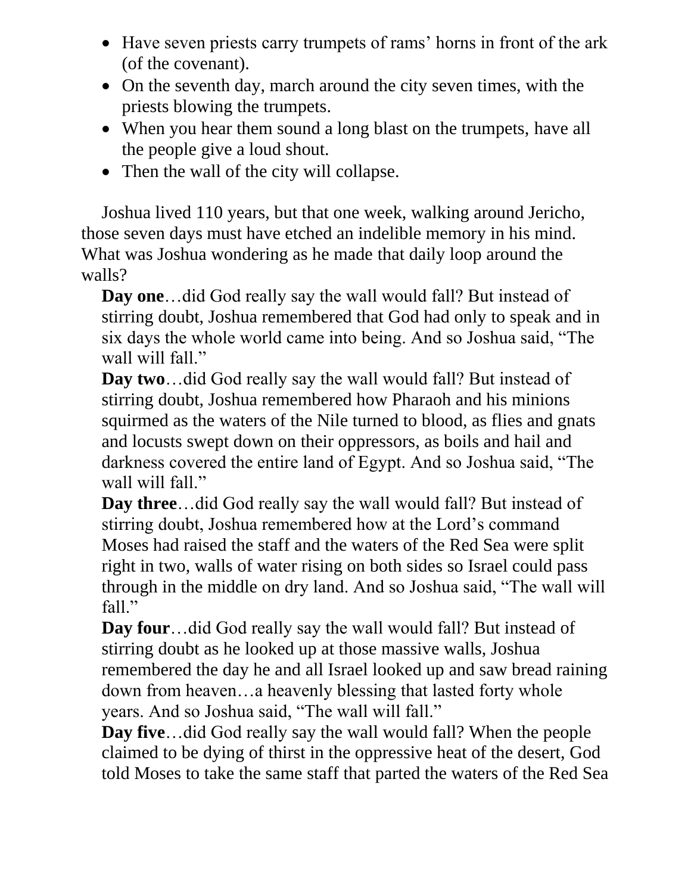- Have seven priests carry trumpets of rams' horns in front of the ark (of the covenant).
- On the seventh day, march around the city seven times, with the priests blowing the trumpets.
- When you hear them sound a long blast on the trumpets, have all the people give a loud shout.
- Then the wall of the city will collapse.

Joshua lived 110 years, but that one week, walking around Jericho, those seven days must have etched an indelible memory in his mind. What was Joshua wondering as he made that daily loop around the walls?

**Day one**…did God really say the wall would fall? But instead of stirring doubt, Joshua remembered that God had only to speak and in six days the whole world came into being. And so Joshua said, "The wall will fall."

**Day two**…did God really say the wall would fall? But instead of stirring doubt, Joshua remembered how Pharaoh and his minions squirmed as the waters of the Nile turned to blood, as flies and gnats and locusts swept down on their oppressors, as boils and hail and darkness covered the entire land of Egypt. And so Joshua said, "The wall will fall."

**Day three**…did God really say the wall would fall? But instead of stirring doubt, Joshua remembered how at the Lord's command Moses had raised the staff and the waters of the Red Sea were split right in two, walls of water rising on both sides so Israel could pass through in the middle on dry land. And so Joshua said, "The wall will fall."

**Day four**…did God really say the wall would fall? But instead of stirring doubt as he looked up at those massive walls, Joshua remembered the day he and all Israel looked up and saw bread raining down from heaven…a heavenly blessing that lasted forty whole years. And so Joshua said, "The wall will fall."

**Day five**…did God really say the wall would fall? When the people claimed to be dying of thirst in the oppressive heat of the desert, God told Moses to take the same staff that parted the waters of the Red Sea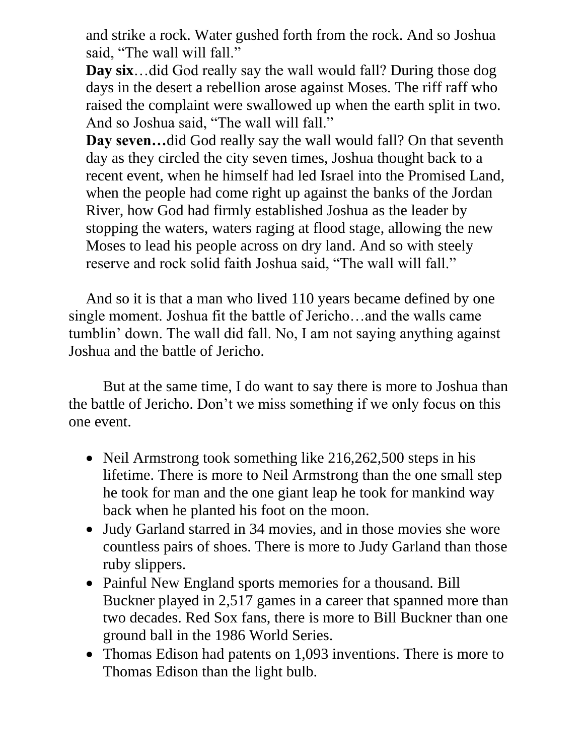and strike a rock. Water gushed forth from the rock. And so Joshua said, "The wall will fall."

**Day six**…did God really say the wall would fall? During those dog days in the desert a rebellion arose against Moses. The riff raff who raised the complaint were swallowed up when the earth split in two. And so Joshua said, "The wall will fall."

**Day seven…**did God really say the wall would fall? On that seventh day as they circled the city seven times, Joshua thought back to a recent event, when he himself had led Israel into the Promised Land, when the people had come right up against the banks of the Jordan River, how God had firmly established Joshua as the leader by stopping the waters, waters raging at flood stage, allowing the new Moses to lead his people across on dry land. And so with steely reserve and rock solid faith Joshua said, "The wall will fall."

And so it is that a man who lived 110 years became defined by one single moment. Joshua fit the battle of Jericho…and the walls came tumblin' down. The wall did fall. No, I am not saying anything against Joshua and the battle of Jericho.

But at the same time, I do want to say there is more to Joshua than the battle of Jericho. Don't we miss something if we only focus on this one event.

- Neil Armstrong took something like 216,262,500 steps in his lifetime. There is more to Neil Armstrong than the one small step he took for man and the one giant leap he took for mankind way back when he planted his foot on the moon.
- Judy Garland starred in 34 movies, and in those movies she wore countless pairs of shoes. There is more to Judy Garland than those ruby slippers.
- Painful New England sports memories for a thousand. Bill Buckner played in 2,517 games in a career that spanned more than two decades. Red Sox fans, there is more to Bill Buckner than one ground ball in the 1986 World Series.
- Thomas Edison had patents on 1,093 inventions. There is more to Thomas Edison than the light bulb.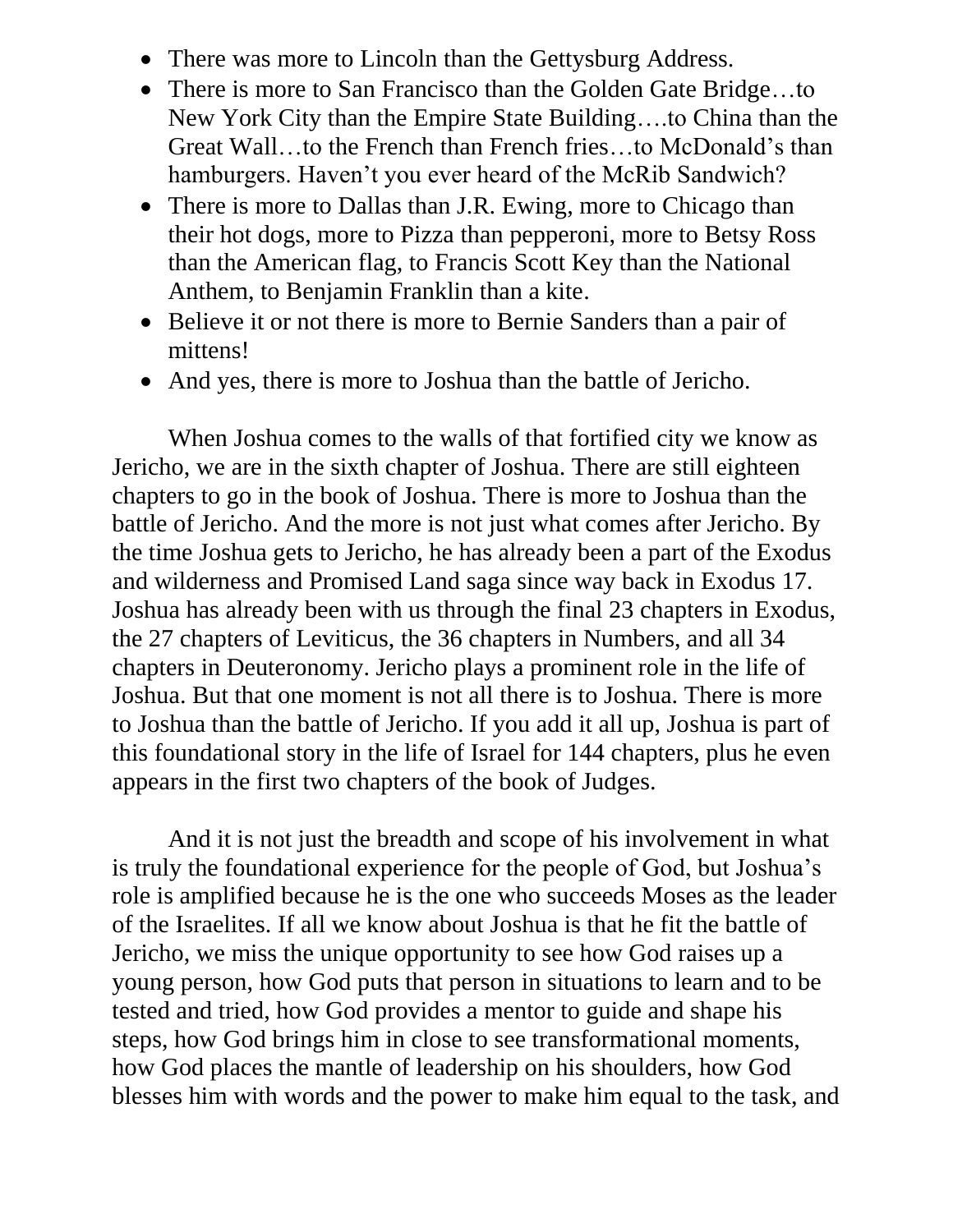- There was more to Lincoln than the Gettysburg Address.
- There is more to San Francisco than the Golden Gate Bridge…to New York City than the Empire State Building….to China than the Great Wall…to the French than French fries…to McDonald's than hamburgers. Haven't you ever heard of the McRib Sandwich?
- There is more to Dallas than J.R. Ewing, more to Chicago than their hot dogs, more to Pizza than pepperoni, more to Betsy Ross than the American flag, to Francis Scott Key than the National Anthem, to Benjamin Franklin than a kite.
- Believe it or not there is more to Bernie Sanders than a pair of mittens!
- And yes, there is more to Joshua than the battle of Jericho.

When Joshua comes to the walls of that fortified city we know as Jericho, we are in the sixth chapter of Joshua. There are still eighteen chapters to go in the book of Joshua. There is more to Joshua than the battle of Jericho. And the more is not just what comes after Jericho. By the time Joshua gets to Jericho, he has already been a part of the Exodus and wilderness and Promised Land saga since way back in Exodus 17. Joshua has already been with us through the final 23 chapters in Exodus, the 27 chapters of Leviticus, the 36 chapters in Numbers, and all 34 chapters in Deuteronomy. Jericho plays a prominent role in the life of Joshua. But that one moment is not all there is to Joshua. There is more to Joshua than the battle of Jericho. If you add it all up, Joshua is part of this foundational story in the life of Israel for 144 chapters, plus he even appears in the first two chapters of the book of Judges.

And it is not just the breadth and scope of his involvement in what is truly the foundational experience for the people of God, but Joshua's role is amplified because he is the one who succeeds Moses as the leader of the Israelites. If all we know about Joshua is that he fit the battle of Jericho, we miss the unique opportunity to see how God raises up a young person, how God puts that person in situations to learn and to be tested and tried, how God provides a mentor to guide and shape his steps, how God brings him in close to see transformational moments, how God places the mantle of leadership on his shoulders, how God blesses him with words and the power to make him equal to the task, and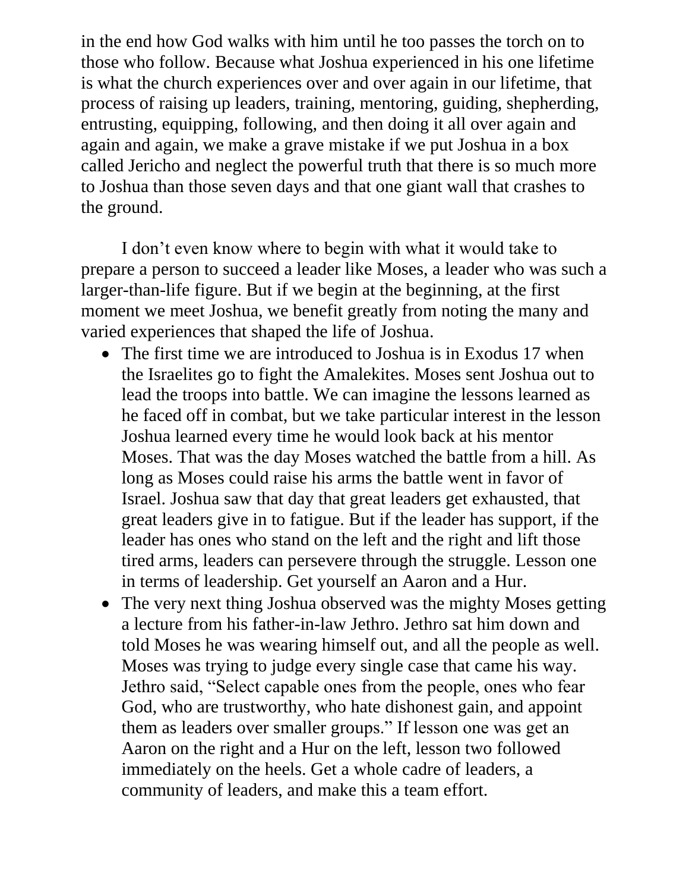in the end how God walks with him until he too passes the torch on to those who follow. Because what Joshua experienced in his one lifetime is what the church experiences over and over again in our lifetime, that process of raising up leaders, training, mentoring, guiding, shepherding, entrusting, equipping, following, and then doing it all over again and again and again, we make a grave mistake if we put Joshua in a box called Jericho and neglect the powerful truth that there is so much more to Joshua than those seven days and that one giant wall that crashes to the ground.

I don't even know where to begin with what it would take to prepare a person to succeed a leader like Moses, a leader who was such a larger-than-life figure. But if we begin at the beginning, at the first moment we meet Joshua, we benefit greatly from noting the many and varied experiences that shaped the life of Joshua.

- The first time we are introduced to Joshua is in Exodus 17 when the Israelites go to fight the Amalekites. Moses sent Joshua out to lead the troops into battle. We can imagine the lessons learned as he faced off in combat, but we take particular interest in the lesson Joshua learned every time he would look back at his mentor Moses. That was the day Moses watched the battle from a hill. As long as Moses could raise his arms the battle went in favor of Israel. Joshua saw that day that great leaders get exhausted, that great leaders give in to fatigue. But if the leader has support, if the leader has ones who stand on the left and the right and lift those tired arms, leaders can persevere through the struggle. Lesson one in terms of leadership. Get yourself an Aaron and a Hur.
- The very next thing Joshua observed was the mighty Moses getting a lecture from his father-in-law Jethro. Jethro sat him down and told Moses he was wearing himself out, and all the people as well. Moses was trying to judge every single case that came his way. Jethro said, "Select capable ones from the people, ones who fear God, who are trustworthy, who hate dishonest gain, and appoint them as leaders over smaller groups." If lesson one was get an Aaron on the right and a Hur on the left, lesson two followed immediately on the heels. Get a whole cadre of leaders, a community of leaders, and make this a team effort.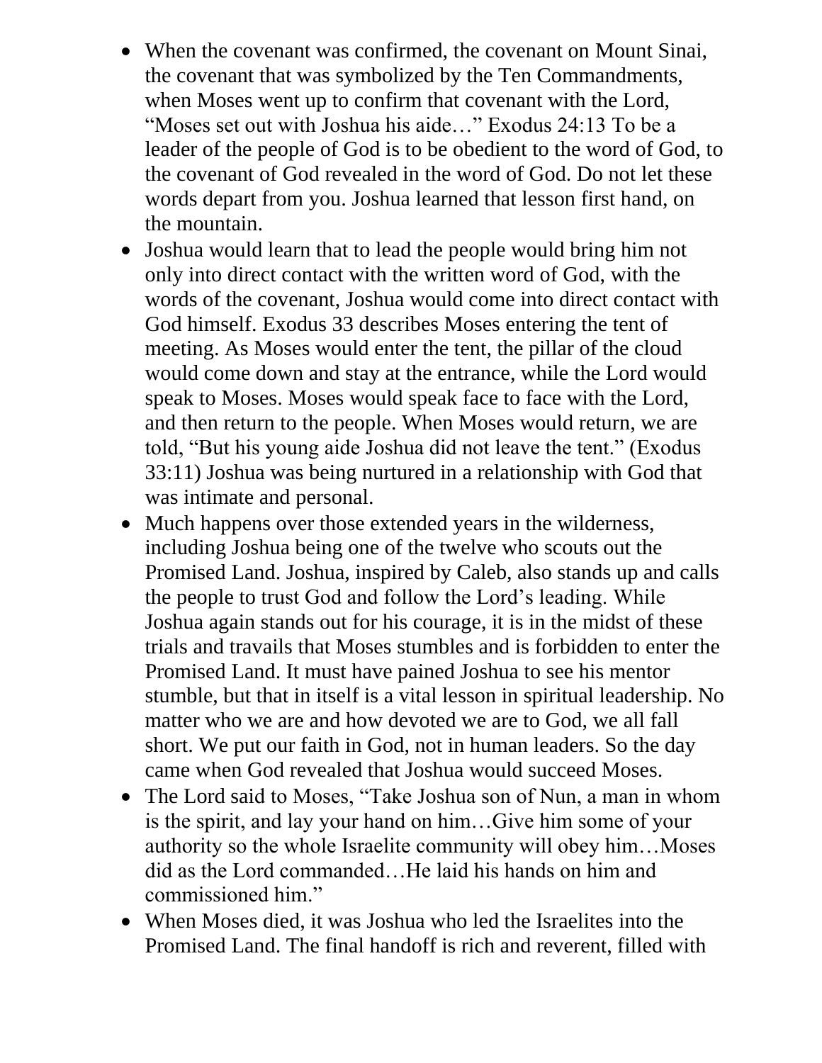- When the covenant was confirmed, the covenant on Mount Sinai, the covenant that was symbolized by the Ten Commandments, when Moses went up to confirm that covenant with the Lord, "Moses set out with Joshua his aide…" Exodus 24:13 To be a leader of the people of God is to be obedient to the word of God, to the covenant of God revealed in the word of God. Do not let these words depart from you. Joshua learned that lesson first hand, on the mountain.
- Joshua would learn that to lead the people would bring him not only into direct contact with the written word of God, with the words of the covenant, Joshua would come into direct contact with God himself. Exodus 33 describes Moses entering the tent of meeting. As Moses would enter the tent, the pillar of the cloud would come down and stay at the entrance, while the Lord would speak to Moses. Moses would speak face to face with the Lord, and then return to the people. When Moses would return, we are told, "But his young aide Joshua did not leave the tent." (Exodus 33:11) Joshua was being nurtured in a relationship with God that was intimate and personal.
- Much happens over those extended years in the wilderness, including Joshua being one of the twelve who scouts out the Promised Land. Joshua, inspired by Caleb, also stands up and calls the people to trust God and follow the Lord's leading. While Joshua again stands out for his courage, it is in the midst of these trials and travails that Moses stumbles and is forbidden to enter the Promised Land. It must have pained Joshua to see his mentor stumble, but that in itself is a vital lesson in spiritual leadership. No matter who we are and how devoted we are to God, we all fall short. We put our faith in God, not in human leaders. So the day came when God revealed that Joshua would succeed Moses.
- The Lord said to Moses, "Take Joshua son of Nun, a man in whom is the spirit, and lay your hand on him…Give him some of your authority so the whole Israelite community will obey him…Moses did as the Lord commanded…He laid his hands on him and commissioned him."
- When Moses died, it was Joshua who led the Israelites into the Promised Land. The final handoff is rich and reverent, filled with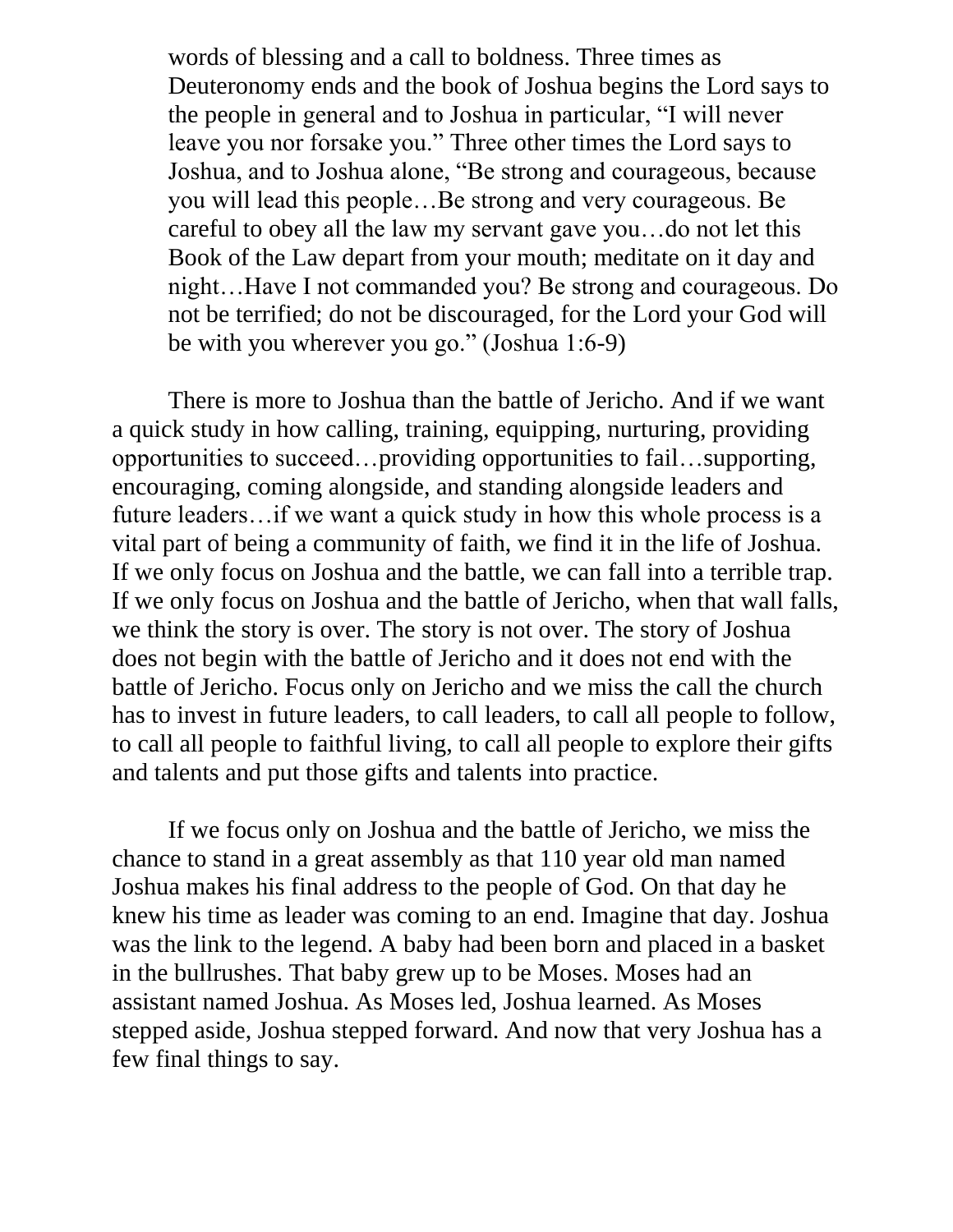words of blessing and a call to boldness. Three times as Deuteronomy ends and the book of Joshua begins the Lord says to the people in general and to Joshua in particular, "I will never leave you nor forsake you." Three other times the Lord says to Joshua, and to Joshua alone, "Be strong and courageous, because you will lead this people…Be strong and very courageous. Be careful to obey all the law my servant gave you…do not let this Book of the Law depart from your mouth; meditate on it day and night…Have I not commanded you? Be strong and courageous. Do not be terrified; do not be discouraged, for the Lord your God will be with you wherever you go." (Joshua 1:6-9)

There is more to Joshua than the battle of Jericho. And if we want a quick study in how calling, training, equipping, nurturing, providing opportunities to succeed…providing opportunities to fail…supporting, encouraging, coming alongside, and standing alongside leaders and future leaders…if we want a quick study in how this whole process is a vital part of being a community of faith, we find it in the life of Joshua. If we only focus on Joshua and the battle, we can fall into a terrible trap. If we only focus on Joshua and the battle of Jericho, when that wall falls, we think the story is over. The story is not over. The story of Joshua does not begin with the battle of Jericho and it does not end with the battle of Jericho. Focus only on Jericho and we miss the call the church has to invest in future leaders, to call leaders, to call all people to follow, to call all people to faithful living, to call all people to explore their gifts and talents and put those gifts and talents into practice.

If we focus only on Joshua and the battle of Jericho, we miss the chance to stand in a great assembly as that 110 year old man named Joshua makes his final address to the people of God. On that day he knew his time as leader was coming to an end. Imagine that day. Joshua was the link to the legend. A baby had been born and placed in a basket in the bullrushes. That baby grew up to be Moses. Moses had an assistant named Joshua. As Moses led, Joshua learned. As Moses stepped aside, Joshua stepped forward. And now that very Joshua has a few final things to say.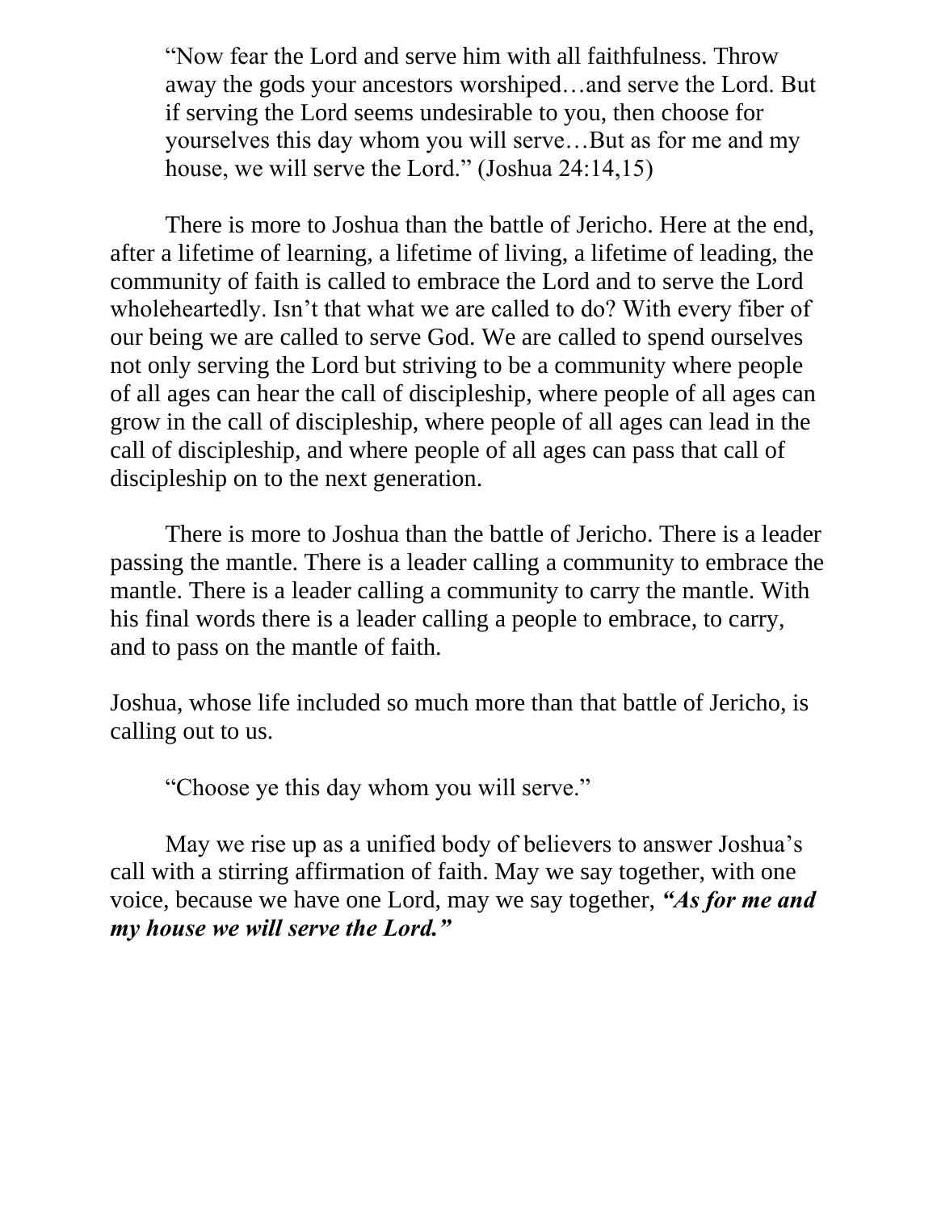> "Now fear the Lord and serve him with all faithfulness. Throw away the gods your ancestors worshiped…and serve the Lord. But if serving the Lord seems undesirable to you, then choose for yourselves this day whom you will serve…But as for me and my house, we will serve the Lord." (Joshua 24:14,15)

There is more to Joshua than the battle of Jericho. Here at the end, after a lifetime of learning, a lifetime of living, a lifetime of leading, the community of faith is called to embrace the Lord and to serve the Lord wholeheartedly. Isn't that what we are called to do? With every fiber of our being we are called to serve God. We are called to spend ourselves not only serving the Lord but striving to be a community where people of all ages can hear the call of discipleship, where people of all ages can grow in the call of discipleship, where people of all ages can lead in the call of discipleship, and where people of all ages can pass that call of discipleship on to the next generation.

There is more to Joshua than the battle of Jericho. There is a leader passing the mantle. There is a leader calling a community to embrace the mantle. There is a leader calling a community to carry the mantle. With his final words there is a leader calling a people to embrace, to carry, and to pass on the mantle of faith.

Joshua, whose life included so much more than that battle of Jericho, is calling out to us.

"Choose ye this day whom you will serve."

May we rise up as a unified body of believers to answer Joshua's call with a stirring affirmation of faith. May we say together, with one voice, because we have one Lord, may we say together, ***"As for me and my house we will serve the Lord."***